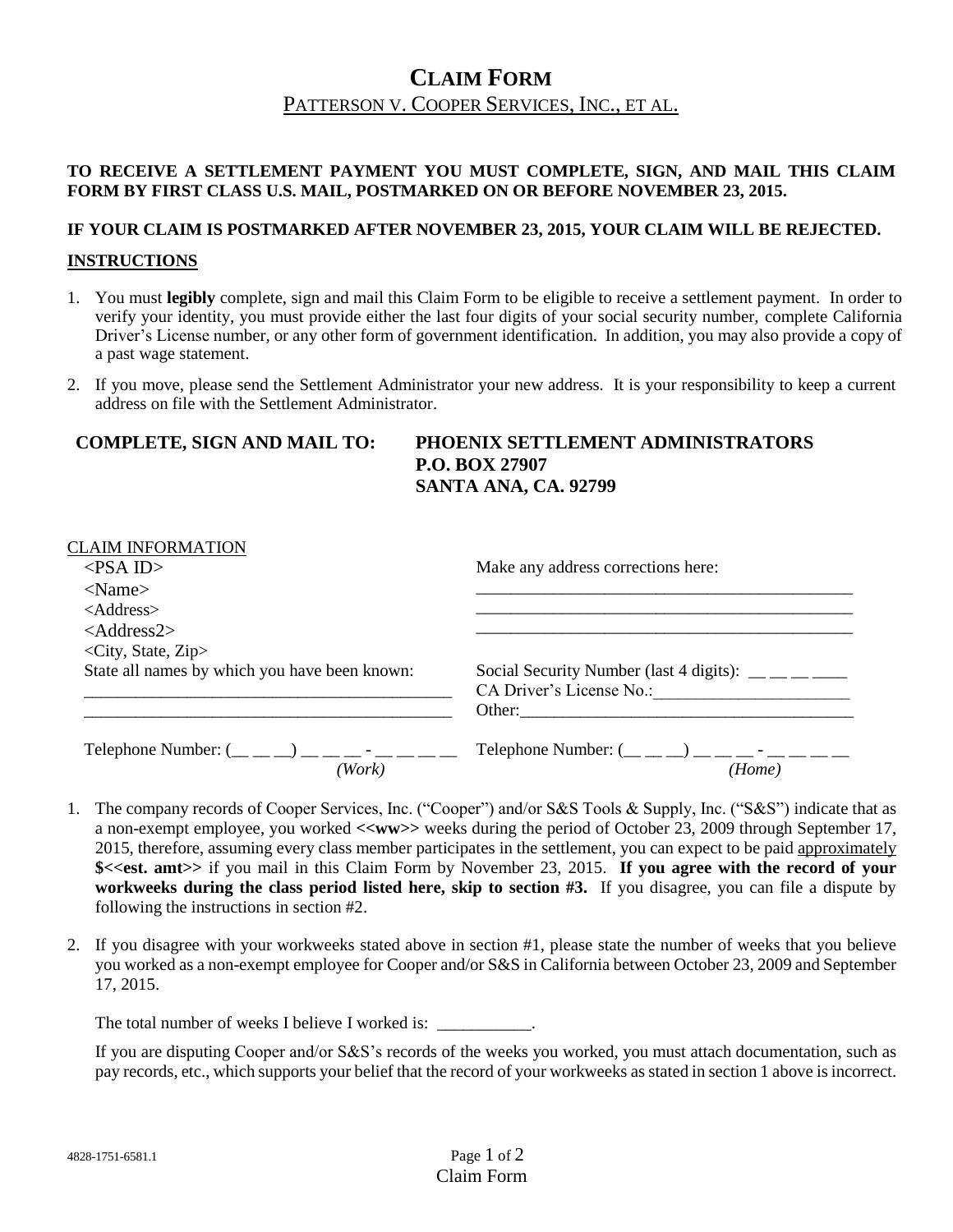# CLAIM FORM

## PATTERSON V. COOPER SERVICES, INC., ET AL.

**TO RECEIVE A SETTLEMENT PAYMENT YOU MUST COMPLETE, SIGN, AND MAIL THIS CLAIM FORM BY FIRST CLASS U.S. MAIL, POSTMARKED ON OR BEFORE NOVEMBER 23, 2015.**

**IF YOUR CLAIM IS POSTMARKED AFTER NOVEMBER 23, 2015, YOUR CLAIM WILL BE REJECTED.**

**INSTRUCTIONS**

1. You must **legibly** complete, sign and mail this Claim Form to be eligible to receive a settlement payment. In order to verify your identity, you must provide either the last four digits of your social security number, complete California Driver's License number, or any other form of government identification. In addition, you may also provide a copy of a past wage statement.
2. If you move, please send the Settlement Administrator your new address. It is your responsibility to keep a current address on file with the Settlement Administrator.

**COMPLETE, SIGN AND MAIL TO:** **PHOENIX SETTLEMENT ADMINISTRATORS**
**P.O. BOX 27907**
**SANTA ANA, CA. 92799**

CLAIM INFORMATION

<PSA ID>
<Name>
<Address>
<Address2>
<City, State, Zip>

Make any address corrections here:
_____________________________________________
_____________________________________________
_____________________________________________

State all names by which you have been known:
_____________________________________________
_____________________________________________

Social Security Number (last 4 digits): __ __ __ ____
CA Driver's License No.:_______________________
Other:_________________________________________

Telephone Number: (__ __ __) __ __ __ - __ __ __ __ *(Work)*

Telephone Number: (__ __ __) __ __ __ - __ __ __ __ *(Home)*

1. The company records of Cooper Services, Inc. ("Cooper") and/or S&S Tools & Supply, Inc. ("S&S") indicate that as a non-exempt employee, you worked **<<ww>>** weeks during the period of October 23, 2009 through September 17, 2015, therefore, assuming every class member participates in the settlement, you can expect to be paid approximately **$<<est. amt>>** if you mail in this Claim Form by November 23, 2015. **If you agree with the record of your workweeks during the class period listed here, skip to section #3.** If you disagree, you can file a dispute by following the instructions in section #2.
2. If you disagree with your workweeks stated above in section #1, please state the number of weeks that you believe you worked as a non-exempt employee for Cooper and/or S&S in California between October 23, 2009 and September 17, 2015.

   The total number of weeks I believe I worked is: ___________.

   If you are disputing Cooper and/or S&S's records of the weeks you worked, you must attach documentation, such as pay records, etc., which supports your belief that the record of your workweeks as stated in section 1 above is incorrect.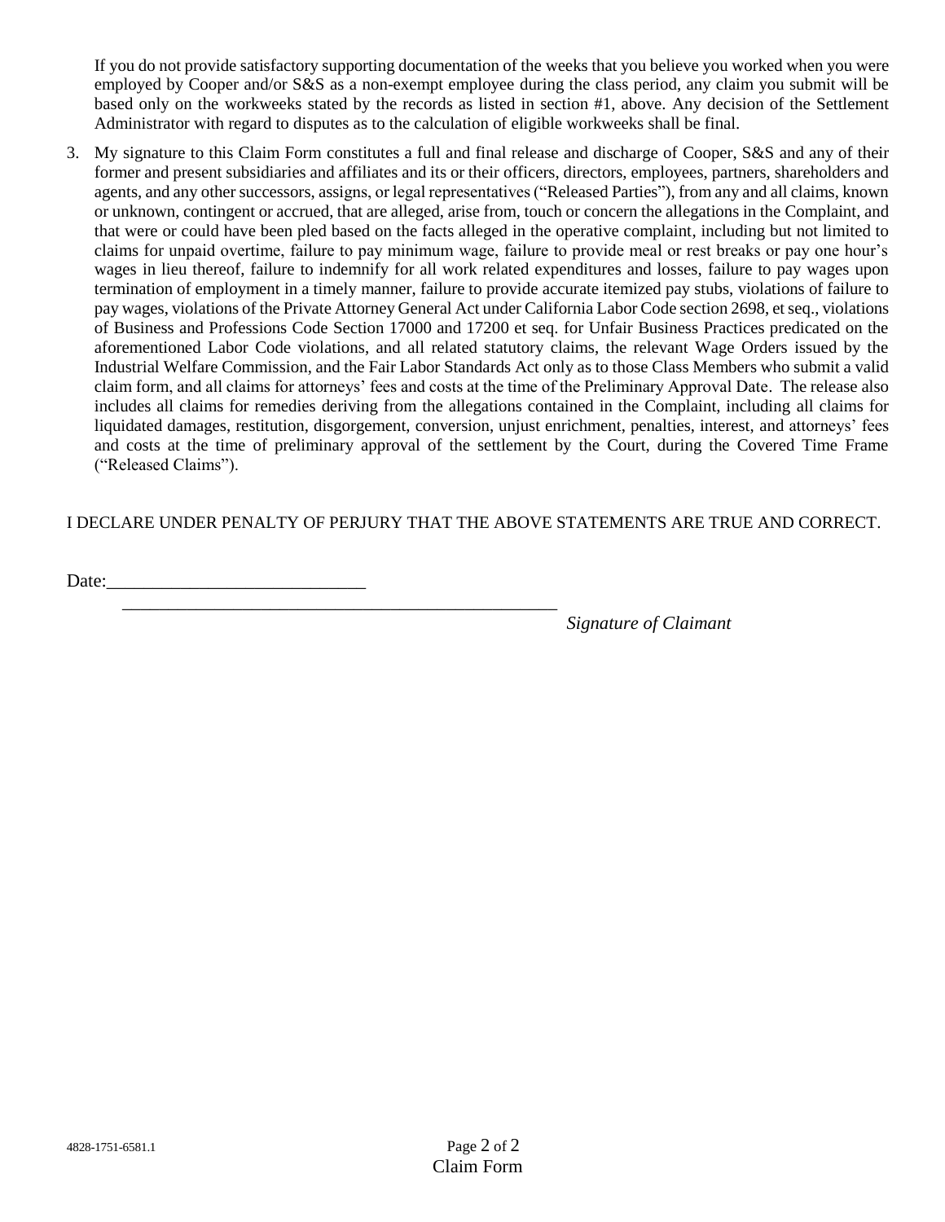If you do not provide satisfactory supporting documentation of the weeks that you believe you worked when you were employed by Cooper and/or S&S as a non-exempt employee during the class period, any claim you submit will be based only on the workweeks stated by the records as listed in section #1, above. Any decision of the Settlement Administrator with regard to disputes as to the calculation of eligible workweeks shall be final.

3. My signature to this Claim Form constitutes a full and final release and discharge of Cooper, S&S and any of their former and present subsidiaries and affiliates and its or their officers, directors, employees, partners, shareholders and agents, and any other successors, assigns, or legal representatives ("Released Parties"), from any and all claims, known or unknown, contingent or accrued, that are alleged, arise from, touch or concern the allegations in the Complaint, and that were or could have been pled based on the facts alleged in the operative complaint, including but not limited to claims for unpaid overtime, failure to pay minimum wage, failure to provide meal or rest breaks or pay one hour's wages in lieu thereof, failure to indemnify for all work related expenditures and losses, failure to pay wages upon termination of employment in a timely manner, failure to provide accurate itemized pay stubs, violations of failure to pay wages, violations of the Private Attorney General Act under California Labor Code section 2698, et seq., violations of Business and Professions Code Section 17000 and 17200 et seq. for Unfair Business Practices predicated on the aforementioned Labor Code violations, and all related statutory claims, the relevant Wage Orders issued by the Industrial Welfare Commission, and the Fair Labor Standards Act only as to those Class Members who submit a valid claim form, and all claims for attorneys' fees and costs at the time of the Preliminary Approval Date. The release also includes all claims for remedies deriving from the allegations contained in the Complaint, including all claims for liquidated damages, restitution, disgorgement, conversion, unjust enrichment, penalties, interest, and attorneys' fees and costs at the time of preliminary approval of the settlement by the Court, during the Covered Time Frame ("Released Claims").

I DECLARE UNDER PENALTY OF PERJURY THAT THE ABOVE STATEMENTS ARE TRUE AND CORRECT.

Date:____________________________

__________________________________________________ *Signature of Claimant*

4828-1751-6581.1

Claim Form